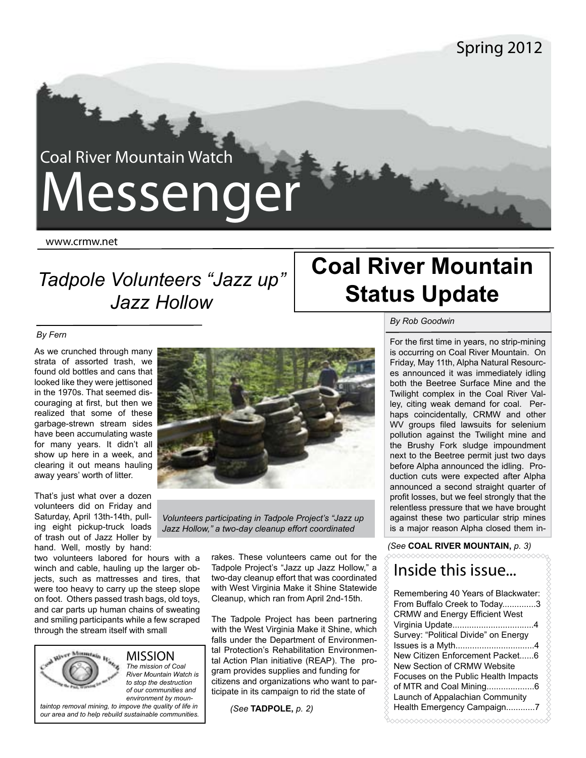Spring 2012

Coal River Mountain Watch

# Messenger

www.crmw.net

## *Tadpole Volunteers "Jazz up" Jazz Hollow*

*By Fern*

As we crunched through many strata of assorted trash, we found old bottles and cans that looked like they were jettisoned in the 1970s. That seemed discouraging at first, but then we realized that some of these garbage-strewn stream sides have been accumulating waste for many years. It didn't all show up here in a week, and clearing it out means hauling away years' worth of litter.

That's just what over a dozen volunteers did on Friday and Saturday, April 13th-14th, pulling eight pickup-truck loads of trash out of Jazz Holler by hand. Well, mostly by hand: two volunteers labored for hours with a winch and cable, hauling up the larger objects, such as mattresses and tires, that were too heavy to carry up the steep slope on foot. Others passed trash bags, old toys, and car parts up human chains of sweating and smiling participants while a few scraped through the stream itself with small rakes. These volunteers came out for the Tadpole Project's "Jazz up Jazz Hollow," a two-day cleanup effort that was coordinated with West Virginia Make it Shine Statewide Cleanup, which ran from April 2nd-15th.

*Volunteers participating in Tadpole Project's "Jazz up Jazz Hollow," a two-day cleanup effort coordinated*

The Tadpole Project has been partnering with the West Virginia Make it Shine, which falls under the Department of Environmental Protection's Rehabilitation Environmental Action Plan initiative (REAP). The program provides supplies and funding for citizens and organizations who want to participate in its campaign to rid the state of

*(See* **TADPOLE,** *p. 2)*

**MISSION**

*The mission of Coal River Mountain Watch is to stop the destruction of our communities and environment by mountaintop removal mining, to improve the quality of life in our area and to help rebuild sustainable communities.*

## Coal River Mountain Status Update

*By Rob Goodwin*

For the first time in years, no strip-mining is occurring on Coal River Mountain. On Friday, May 11th, Alpha Natural Resources announced it was immediately idling both the Beetree Surface Mine and the Twilight complex in the Coal River Valley, citing weak demand for coal. Perhaps coincidentally, CRMW and other WV groups filed lawsuits for selenium pollution against the Twilight mine and the Brushy Fork sludge impoundment next to the Beetree permit just two days before Alpha announced the idling. Production cuts were expected after Alpha announced a second straight quarter of profit losses, but we feel strongly that the relentless pressure that we have brought against these two particular strip mines is a major reason Alpha closed them in-

*(See* **COAL RIVER MOUNTAIN,** *p. 3)*

## Inside this issue...

- Remembering 40 Years of Blackwater: From Buffalo Creek to Today..............3
- CRMW and Energy Efficient West Virginia Update..................................4
- Survey: "Political Divide" on Energy Issues is a Myth.................................4
- New Citizen Enforcement Packet......6
- New Section of CRMW Website Focuses on the Public Health Impacts of MTR and Coal Mining...................6
- Launch of Appalachian Community Health Emergency Campaign............7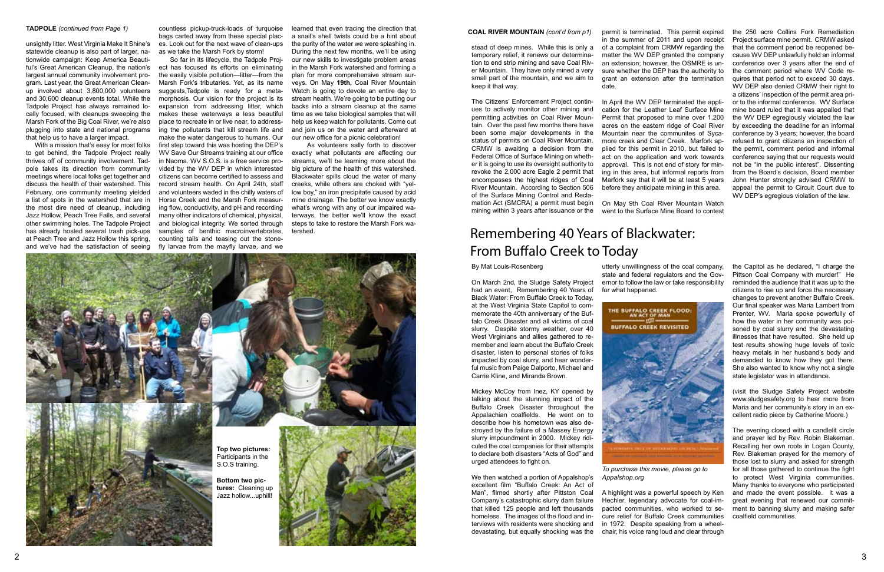**TADPOLE** *(continued from Page 1)*

unsightly litter. West Virginia Make It Shine's statewide cleanup is also part of larger, nationwide campaign: Keep America Beautiful's Great American Cleanup, the nation's largest annual community involvement program. Last year, the Great American Cleanup involved about 3,800,000 volunteers and 30,600 cleanup events total. While the Tadpole Project has always remained locally focused, with cleanups sweeping the Marsh Fork of the Big Coal River, we're also plugging into state and national programs that help us to have a larger impact.

With a mission that's easy for most folks to get behind, the Tadpole Project really thrives off of community involvement. Tadpole takes its direction from community meetings where local folks get together and discuss the health of their watershed. This February, one community meeting yielded a list of spots in the watershed that are in the most dire need of cleanup, including Jazz Hollow, Peach Tree Falls, and several other swimming holes. The Tadpole Project has already hosted several trash pick-ups at Peach Tree and Jazz Hollow this spring, and we've had the satisfaction of seeing countless pickup-truck-loads of turquoise bags carted away from these special places. Look out for the next wave of clean-ups as we take the Marsh Fork by storm!

So far in its lifecycle, the Tadpole Project has focused its efforts on eliminating the easily visible pollution—litter—from the Marsh Fork's tributaries. Yet, as its name suggests,Tadpole is ready for a metamorphosis. Our vision for the project is its expansion from addressing litter, which makes these waterways a less beautiful place to recreate in or live near, to addressing the pollutants that kill stream life and make the water dangerous to humans. Our first step toward this was hosting the DEP's WV Save Our Streams training at our office in Naoma. WV S.O.S. is a free service provided by the WV DEP in which interested citizens can become certified to assess and record stream health. On April 24th, staff and volunteers waded in the chilly waters of Horse Creek and the Marsh Fork measuring flow, conductivity, and pH and recording many other indicators of chemical, physical, and biological integrity. We sorted through samples of benthic macroinvertebrates, counting tails and teasing out the stonefly larvae from the mayfly larvae, and we learned that even tracing the direction that a snail's shell twists could be a hint about the purity of the water we were splashing in. During the next few months, we'll be using our new skills to investigate problem areas in the Marsh Fork watershed and forming a plan for more comprehensive stream surveys. On May **19th,** Coal River Mountain Watch is going to devote an entire day to stream health. We're going to be putting our backs into a stream cleanup at the same time as we take biological samples that will help us keep watch for pollutants. Come out and join us on the water and afterward at our new office for a picnic celebration!

As volunteers sally forth to discover exactly what pollutants are affecting our streams, we'll be learning more about the big picture of the health of this watershed. Blackwater spills cloud the water of many creeks, while others are choked with "yellow boy," an iron precipitate caused by acid mine drainage. The better we know exactly what's wrong with any of our impaired waterways, the better we'll know the exact steps to take to restore the Marsh Fork watershed.

**Top two pictures:** Participants in the S.O.S training.

**Bottom two pictures:** Cleaning up Jazz hollow...uphill!

**COAL RIVER MOUNTAIN** *(cont'd from p1)*

stead of deep mines. While this is only a temporary relief, it renews our determination to end strip mining and save Coal River Mountain. They have only mined a very small part of the mountain, and we aim to keep it that way.

The Citizens' Enforcement Project continues to actively monitor other mining and permitting activities on Coal River Mountain. Over the past few months there have been some major developments in the status of permits on Coal River Mountain. CRMW is awaiting a decision from the Federal Office of Surface Mining on whether it is going to use its oversight authority to revoke the 2,000 acre Eagle 2 permit that encompasses the highest ridges of Coal River Mountain. According to Section 506 of the Surface Mining Control and Reclamation Act (SMCRA) a permit must begin mining within 3 years after issuance or the permit is terminated. This permit expired in the summer of 2011 and upon receipt of a complaint from CRMW regarding the matter the WV DEP granted the company an extension; however, the OSMRE is unsure whether the DEP has the authority to grant an extension after the termination date.

In April the WV DEP terminated the application of the Leather Leaf Surface Mine Permit that proposed to mine over 1,200 acres on the eastern ridge of Coal River Mountain near the communites of Sycamore creek and Clear Creek. Marfork applied for this permit in 2010, but failed to act on the application and work towards approval. This is not end of story for mining in this area, but informal reports from Marfork say that it will be at least 5 years before they anticipate mining in this area.

On May 9th Coal River Mountain Watch went to the Surface Mine Board to contest the 250 acre Collins Fork Remediation Project surface mine permit. CRMW asked that the comment period be reopened because WV DEP unlawfully held an informal conference over 3 years after the end of the comment period where WV Code requires that period not to exceed 30 days. WV DEP also denied CRMW their right to a citizens' inspection of the permit area prior to the informal conference. WV Surface mine board ruled that it was appalled that the WV DEP egregiously violated the law by exceeding the deadline for an informal conference by 3 years; however, the board refused to grant citizens an inspection of the permit, comment period and informal conference saying that our requests would not be "in the public interest". Dissenting from the Board's decision, Board member John Hunter strongly advised CRMW to appeal the permit to Circuit Court due to WV DEP's egregious violation of the law.

# Remembering 40 Years of Blackwater: From Buffalo Creek to Today

By Mat Louis-Rosenberg

On March 2nd, the Sludge Safety Project had an event, Remembering 40 Years of Black Water: From Buffalo Creek to Today, at the West Virginia State Capitol to commemorate the 40th anniversary of the Buffalo Creek Disaster and all victims of coal slurry. Despite stormy weather, over 40 West Virginians and allies gathered to remember and learn about the Buffalo Creek disaster, listen to personal stories of folks impacted by coal slurry, and hear wonderful music from Paige Dalporto, Michael and Carrie Kline, and Miranda Brown.

Mickey McCoy from Inez, KY opened by talking about the stunning impact of the Buffalo Creek Disaster throughout the Appalachian coalfields. He went on to describe how his hometown was also destroyed by the failure of a Massey Energy slurry impoundment in 2000. Mickey ridiculed the coal companies for their attempts to declare both disasters "Acts of God" and urged attendees to fight on.

We then watched a portion of Appalshop's excellent film "Buffalo Creek: An Act of Man", filmed shortly after Pittston Coal Company's catastrophic slurry dam failure that killed 125 people and left thousands homeless. The images of the flood and interviews with residents were shocking and devastating, but equally shocking was the utterly unwillingness of the coal company, state and federal regulators and the Governor to follow the law or take responsibility for what happened.

*To purchase this movie, please go to Appalshop.org*

A highlight was a powerful speech by Ken Hechler, legendary advocate for coal-impacted communities, who worked to secure relief for Buffalo Creek communities in 1972. Despite speaking from a wheelchair, his voice rang loud and clear through the Capitol as he declared, "I charge the Pittson Coal Company with murder!" He reminded the audience that it was up to the citizens to rise up and force the necessary changes to prevent another Buffalo Creek. Our final speaker was Maria Lambert from Prenter, WV. Maria spoke powerfully of how the water in her community was poisoned by coal slurry and the devastating illnesses that have resulted. She held up test results showing huge levels of toxic heavy metals in her husband's body and demanded to know how they got there. She also wanted to know why not a single state legislator was in attendance.

(visit the Sludge Safety Project website www.sludgesafety.org to hear more from Maria and her community's story in an excellent radio piece by Catherine Moore.)

The evening closed with a candlelit circle and prayer led by Rev. Robin Blakeman. Recalling her own roots in Logan County, Rev. Blakeman prayed for the memory of those lost to slurry and asked for strength for all those gathered to continue the fight to protect West Virginia communities. Many thanks to everyone who participated and made the event possible. It was a great evening that renewed our commitment to banning slurry and making safer coalfield communities.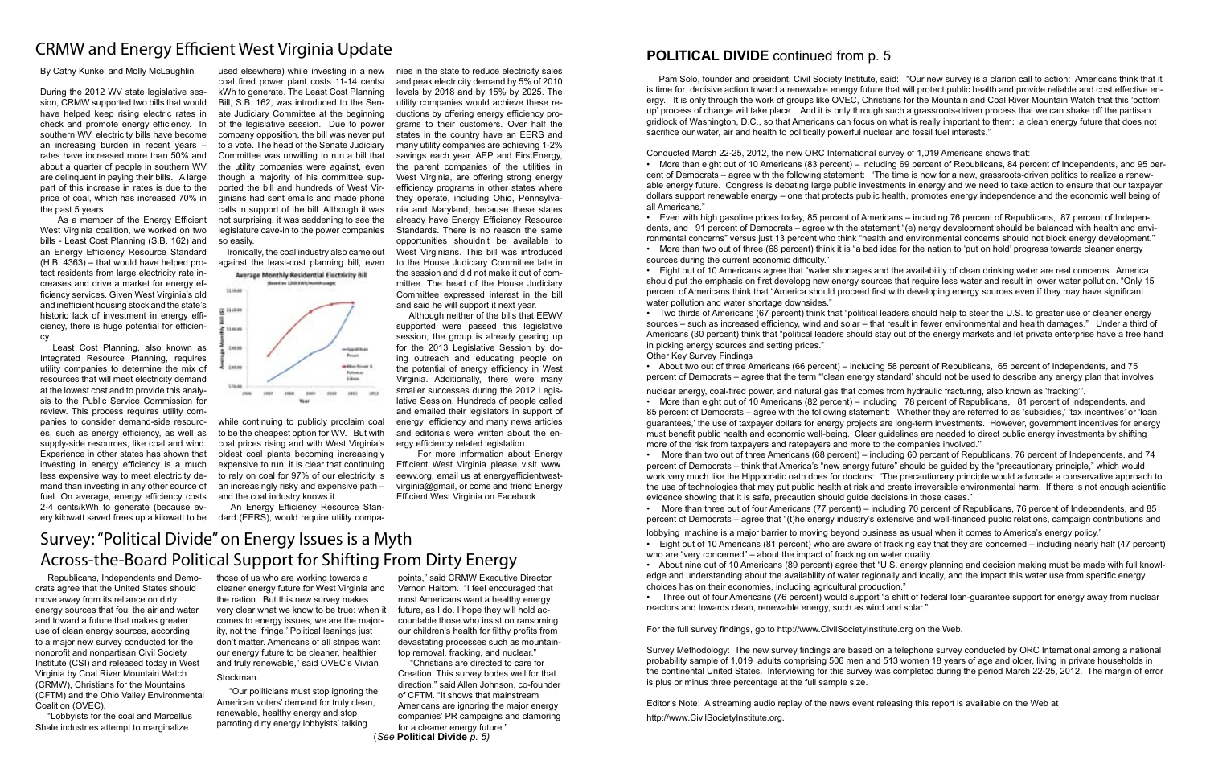# CRMW and Energy Efficient West Virginia Update

By Cathy Kunkel and Molly McLaughlin

During the 2012 WV state legislative session, CRMW supported two bills that would have helped keep rising electric rates in check and promote energy efficiency. In southern WV, electricity bills have become an increasing burden in recent years – rates have increased more than 50% and about a quarter of people in southern WV are delinquent in paying their bills. A large part of this increase in rates is due to the price of coal, which has increased 70% in the past 5 years.

As a member of the Energy Efficient West Virginia coalition, we worked on two bills - Least Cost Planning (S.B. 162) and an Energy Efficiency Resource Standard (H.B. 4363) – that would have helped protect residents from large electricity rate increases and drive a market for energy efficiency services. Given West Virginia's old and inefficient housing stock and the state's historic lack of investment in energy efficiency, there is huge potential for efficiency.

Least Cost Planning, also known as Integrated Resource Planning, requires utility companies to determine the mix of resources that will meet electricity demand at the lowest cost and to provide this analysis to the Public Service Commission for review. This process requires utility companies to consider demand-side resources, such as energy efficiency, as well as supply-side resources, like coal and wind. Experience in other states has shown that investing in energy efficiency is a much less expensive way to meet electricity demand than investing in any other source of fuel. On average, energy efficiency costs 2-4 cents/kWh to generate (because every kilowatt saved frees up a kilowatt to be used elsewhere) while investing in a new coal fired power plant costs 11-14 cents/kWh to generate. The Least Cost Planning Bill, S.B. 162, was introduced to the Senate Judiciary Committee at the beginning of the legislative session. Due to power company opposition, the bill was never put to a vote. The head of the Senate Judiciary Committee was unwilling to run a bill that the utility companies were against, even though a majority of his committee supported the bill and hundreds of West Virginians had sent emails and made phone calls in support of the bill. Although it was not surprising, it was saddening to see the legislature cave-in to the power companies so easily.

Ironically, the coal industry also came out against the least-cost planning bill, even while continuing to publicly proclaim coal to be the cheapest option for WV. But with coal prices rising and with West Virginia's oldest coal plants becoming increasingly expensive to run, it is clear that continuing to rely on coal for 97% of our electricity is an increasingly risky and expensive path – and the coal industry knows it.

An Energy Efficiency Resource Standard (EERS), would require utility companies in the state to reduce electricity sales and peak electricity demand by 5% of 2010 levels by 2018 and by 15% by 2025. The utility companies would achieve these reductions by offering energy efficiency programs to their customers. Over half the states in the country have an EERS and many utility companies are achieving 1-2% savings each year. AEP and FirstEnergy, the parent companies of the utilities in West Virginia, are offering strong energy efficiency programs in other states where they operate, including Ohio, Pennsylvania and Maryland, because these states already have Energy Efficiency Resource Standards. There is no reason the same opportunities shouldn't be available to West Virginians. This bill was introduced to the House Judiciary Committee late in the session and did not make it out of committee. The head of the House Judiciary Committee expressed interest in the bill and said he will support it next year.

Although neither of the bills that EEWV supported were passed this legislative session, the group is already gearing up for the 2013 Legislative Session by doing outreach and educating people on the potential of energy efficiency in West Virginia. Additionally, there were many smaller successes during the 2012 Legislative Session. Hundreds of people called and emailed their legislators in support of energy efficiency and many news articles and editorials were written about the energy efficiency related legislation.

For more information about Energy Efficient West Virginia please visit www.eewv.org, email us at energyefficientwestvirginia@gmail, or come and friend Energy Efficient West Virginia on Facebook.

# Survey: "Political Divide" on Energy Issues is a Myth Across-the-Board Political Support for Shifting From Dirty Energy

Republicans, Independents and Democrats agree that the United States should move away from its reliance on dirty energy sources that foul the air and water and toward a future that makes greater use of clean energy sources, according to a major new survey conducted for the nonprofit and nonpartisan Civil Society Institute (CSI) and released today in West Virginia by Coal River Mountain Watch (CRMW), Christians for the Mountains (CFTM) and the Ohio Valley Environmental Coalition (OVEC).

"Lobbyists for the coal and Marcellus Shale industries attempt to marginalize those of us who are working towards a cleaner energy future for West Virginia and the nation. But this new survey makes very clear what we know to be true: when it comes to energy issues, we are the majority, not the 'fringe.' Political leanings just don't matter. Americans of all stripes want our energy future to be cleaner, healthier and truly renewable," said OVEC's Vivian Stockman.

"Our politicians must stop ignoring the American voters' demand for truly clean, renewable, healthy energy and stop parroting dirty energy lobbyists' talking points," said CRMW Executive Director Vernon Haltom. "I feel encouraged that most Americans want a healthy energy future, as I do. I hope they will hold accountable those who insist on ransoming our children's health for filthy profits from devastating processes such as mountaintop removal, fracking, and nuclear."

"Christians are directed to care for Creation. This survey bodes well for that direction," said Allen Johnson, co-founder of CFTM. "It shows that mainstream Americans are ignoring the major energy companies' PR campaigns and clamoring for a cleaner energy future."

(*See* **Political Divide** *p. 5)*

## **POLITICAL DIVIDE** continued from p. 5

Pam Solo, founder and president, Civil Society Institute, said: "Our new survey is a clarion call to action: Americans think that it is time for decisive action toward a renewable energy future that will protect public health and provide reliable and cost effective energy. It is only through the work of groups like OVEC, Christians for the Mountain and Coal River Mountain Watch that this 'bottom up' process of change will take place. And it is only through such a grassroots-driven process that we can shake off the partisan gridlock of Washington, D.C., so that Americans can focus on what is really important to them: a clean energy future that does not sacrifice our water, air and health to politically powerful nuclear and fossil fuel interests."

Conducted March 22-25, 2012, the new ORC International survey of 1,019 Americans shows that:

- More than eight out of 10 Americans (83 percent) – including 69 percent of Republicans, 84 percent of Independents, and 95 percent of Democrats – agree with the following statement: 'The time is now for a new, grassroots-driven politics to realize a renewable energy future. Congress is debating large public investments in energy and we need to take action to ensure that our taxpayer dollars support renewable energy – one that protects public health, promotes energy independence and the economic well being of all Americans."
- Even with high gasoline prices today, 85 percent of Americans – including 76 percent of Republicans, 87 percent of Independents, and 91 percent of Democrats – agree with the statement "(e) nergy development should be balanced with health and environmental concerns" versus just 13 percent who think "health and environmental concerns should not block energy development."
- More than two out of three (68 percent) think it is "a bad idea for the nation to 'put on hold' progress towards cleaner energy sources during the current economic difficulty."
- Eight out of 10 Americans agree that "water shortages and the availability of clean drinking water are real concerns. America should put the emphasis on first developg new energy sources that require less water and result in lower water pollution. "Only 15 percent of Americans think that "America should proceed first with developing energy sources even if they may have significant water pollution and water shortage downsides."
- Two thirds of Americans (67 percent) think that "political leaders should help to steer the U.S. to greater use of cleaner energy sources – such as increased efficiency, wind and solar – that result in fewer environmental and health damages." Under a third of Americans (30 percent) think that "political leaders should stay out of the energy markets and let private enterprise have a free hand in picking energy sources and setting prices."

Other Key Survey Findings

- About two out of three Americans (66 percent) – including 58 percent of Republicans, 65 percent of Independents, and 75 percent of Democrats – agree that the term "'clean energy standard' should not be used to describe any energy plan that involves nuclear energy, coal-fired power, and natural gas that comes from hydraulic fracturing, also known as 'fracking'".
- More than eight out of 10 Americans (82 percent) – including 78 percent of Republicans, 81 percent of Independents, and 85 percent of Democrats – agree with the following statement: 'Whether they are referred to as 'subsidies,' 'tax incentives' or 'loan guarantees,' the use of taxpayer dollars for energy projects are long-term investments. However, government incentives for energy must benefit public health and economic well-being. Clear guidelines are needed to direct public energy investments by shifting more of the risk from taxpayers and ratepayers and more to the companies involved.'"
- More than two out of three Americans (68 percent) – including 60 percent of Republicans, 76 percent of Independents, and 74 percent of Democrats – think that America's "new energy future" should be guided by the "precautionary principle," which would work very much like the Hippocratic oath does for doctors: "The precautionary principle would advocate a conservative approach to the use of technologies that may put public health at risk and create irreversible environmental harm. If there is not enough scientific evidence showing that it is safe, precaution should guide decisions in those cases."
- More than three out of four Americans (77 percent) – including 70 percent of Republicans, 76 percent of Independents, and 85 percent of Democrats – agree that "(t)he energy industry's extensive and well-financed public relations, campaign contributions and lobbying machine is a major barrier to moving beyond business as usual when it comes to America's energy policy."
- Eight out of 10 Americans (81 percent) who are aware of fracking say that they are concerned – including nearly half (47 percent) who are "very concerned" – about the impact of fracking on water quality.
- About nine out of 10 Americans (89 percent) agree that "U.S. energy planning and decision making must be made with full knowledge and understanding about the availability of water regionally and locally, and the impact this water use from specific energy choices has on their economies, including agricultural production."
- Three out of four Americans (76 percent) would support "a shift of federal loan-guarantee support for energy away from nuclear reactors and towards clean, renewable energy, such as wind and solar."

For the full survey findings, go to http://www.CivilSocietyInstitute.org on the Web.

Survey Methodology: The new survey findings are based on a telephone survey conducted by ORC International among a national probability sample of 1,019 adults comprising 506 men and 513 women 18 years of age and older, living in private households in the continental United States. Interviewing for this survey was completed during the period March 22-25, 2012. The margin of error is plus or minus three percentage at the full sample size.

Editor's Note: A streaming audio replay of the news event releasing this report is available on the Web at http://www.CivilSocietyInstitute.org.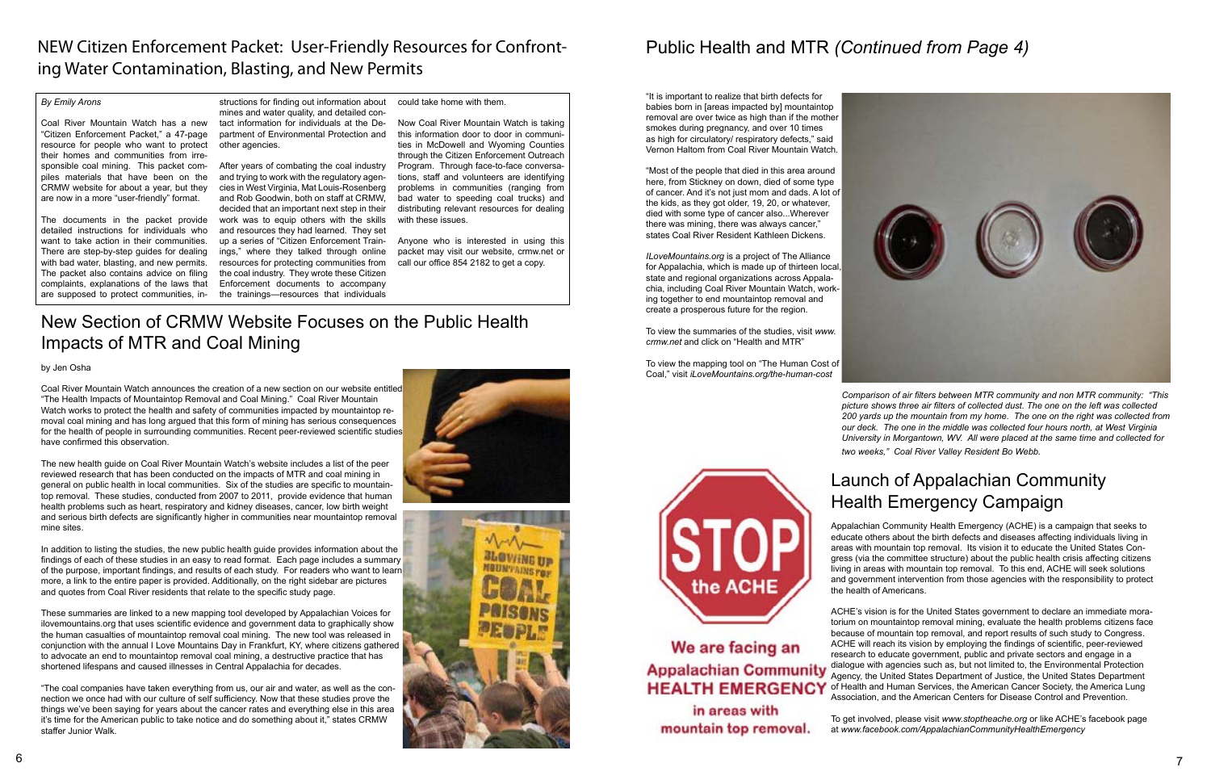## NEW Citizen Enforcement Packet: User-Friendly Resources for Confronting Water Contamination, Blasting, and New Permits

*By Emily Arons*

Coal River Mountain Watch has a new "Citizen Enforcement Packet," a 47-page resource for people who want to protect their homes and communities from irresponsible coal mining. This packet compiles materials that have been on the CRMW website for about a year, but they are now in a more "user-friendly" format.

The documents in the packet provide detailed instructions for individuals who want to take action in their communities. There are step-by-step guides for dealing with bad water, blasting, and new permits. The packet also contains advice on filing complaints, explanations of the laws that are supposed to protect communities, instructions for finding out information about mines and water quality, and detailed contact information for individuals at the Department of Environmental Protection and other agencies.

After years of combating the coal industry and trying to work with the regulatory agencies in West Virginia, Mat Louis-Rosenberg and Rob Goodwin, both on staff at CRMW, decided that an important next step in their work was to equip others with the skills and resources they had learned. They set up a series of "Citizen Enforcement Trainings," where they talked through online resources for protecting communities from the coal industry. They wrote these Citizen Enforcement documents to accompany the trainings—resources that individuals could take home with them.

Now Coal River Mountain Watch is taking this information door to door in communities in McDowell and Wyoming Counties through the Citizen Enforcement Outreach Program. Through face-to-face conversations, staff and volunteers are identifying problems in communities (ranging from bad water to speeding coal trucks) and distributing relevant resources for dealing with these issues.

Anyone who is interested in using this packet may visit our website, crmw.net or call our office 854 2182 to get a copy.

## New Section of CRMW Website Focuses on the Public Health Impacts of MTR and Coal Mining

by Jen Osha

Coal River Mountain Watch announces the creation of a new section on our website entitled "The Health Impacts of Mountaintop Removal and Coal Mining." Coal River Mountain Watch works to protect the health and safety of communities impacted by mountaintop removal coal mining and has long argued that this form of mining has serious consequences for the health of people in surrounding communities. Recent peer-reviewed scientific studies have confirmed this observation.

The new health guide on Coal River Mountain Watch's website includes a list of the peer reviewed research that has been conducted on the impacts of MTR and coal mining in general on public health in local communities. Six of the studies are specific to mountaintop removal. These studies, conducted from 2007 to 2011, provide evidence that human health problems such as heart, respiratory and kidney diseases, cancer, low birth weight and serious birth defects are significantly higher in communities near mountaintop removal mine sites.

In addition to listing the studies, the new public health guide provides information about the findings of each of these studies in an easy to read format. Each page includes a summary of the purpose, important findings, and results of each study. For readers who want to learn more, a link to the entire paper is provided. Additionally, on the right sidebar are pictures and quotes from Coal River residents that relate to the specific study page.

These summaries are linked to a new mapping tool developed by Appalachian Voices for ilovemountains.org that uses scientific evidence and government data to graphically show the human casualties of mountaintop removal coal mining. The new tool was released in conjunction with the annual I Love Mountains Day in Frankfurt, KY, where citizens gathered to advocate an end to mountaintop removal coal mining, a destructive practice that has shortened lifespans and caused illnesses in Central Appalachia for decades.

"The coal companies have taken everything from us, our air and water, as well as the connection we once had with our culture of self sufficiency. Now that these studies prove the things we've been saying for years about the cancer rates and everything else in this area it's time for the American public to take notice and do something about it," states CRMW staffer Junior Walk.

## Public Health and MTR *(Continued from Page 4)*

"It is important to realize that birth defects for babies born in [areas impacted by] mountaintop removal are over twice as high than if the mother smokes during pregnancy, and over 10 times as high for circulatory/ respiratory defects," said Vernon Haltom from Coal River Mountain Watch.

"Most of the people that died in this area around here, from Stickney on down, died of some type of cancer. And it's not just mom and dads. A lot of the kids, as they got older, 19, 20, or whatever, died with some type of cancer also...Wherever there was mining, there was always cancer," states Coal River Resident Kathleen Dickens.

*ILoveMountains.org* is a project of The Alliance for Appalachia, which is made up of thirteen local, state and regional organizations across Appalachia, including Coal River Mountain Watch, working together to end mountaintop removal and create a prosperous future for the region.

To view the summaries of the studies, visit *www.crmw.net* and click on "Health and MTR"

To view the mapping tool on "The Human Cost of Coal," visit *iLoveMountains.org/the-human-cost*

*Comparison of air filters between MTR community and non MTR community: "This picture shows three air filters of collected dust. The one on the left was collected 200 yards up the mountain from my home. The one on the right was collected from our deck. The one in the middle was collected four hours north, at West Virginia University in Morgantown, WV. All were placed at the same time and collected for two weeks," Coal River Valley Resident Bo Webb.*

STOP the ACHE

We are facing an Appalachian Community HEALTH EMERGENCY in areas with mountain top removal.

## Launch of Appalachian Community Health Emergency Campaign

Appalachian Community Health Emergency (ACHE) is a campaign that seeks to educate others about the birth defects and diseases affecting individuals living in areas with mountain top removal. Its vision it to educate the United States Congress (via the committee structure) about the public health crisis affecting citizens living in areas with mountain top removal. To this end, ACHE will seek solutions and government intervention from those agencies with the responsibility to protect the health of Americans.

ACHE's vision is for the United States government to declare an immediate moratorium on mountaintop removal mining, evaluate the health problems citizens face because of mountain top removal, and report results of such study to Congress. ACHE will reach its vision by employing the findings of scientific, peer-reviewed research to educate government, public and private sectors and engage in a dialogue with agencies such as, but not limited to, the Environmental Protection Agency, the United States Department of Justice, the United States Department of Health and Human Services, the American Cancer Society, the America Lung Association, and the American Centers for Disease Control and Prevention.

To get involved, please visit *www.stoptheache.org* or like ACHE's facebook page at *www.facebook.com/AppalachianCommunityHealthEmergency*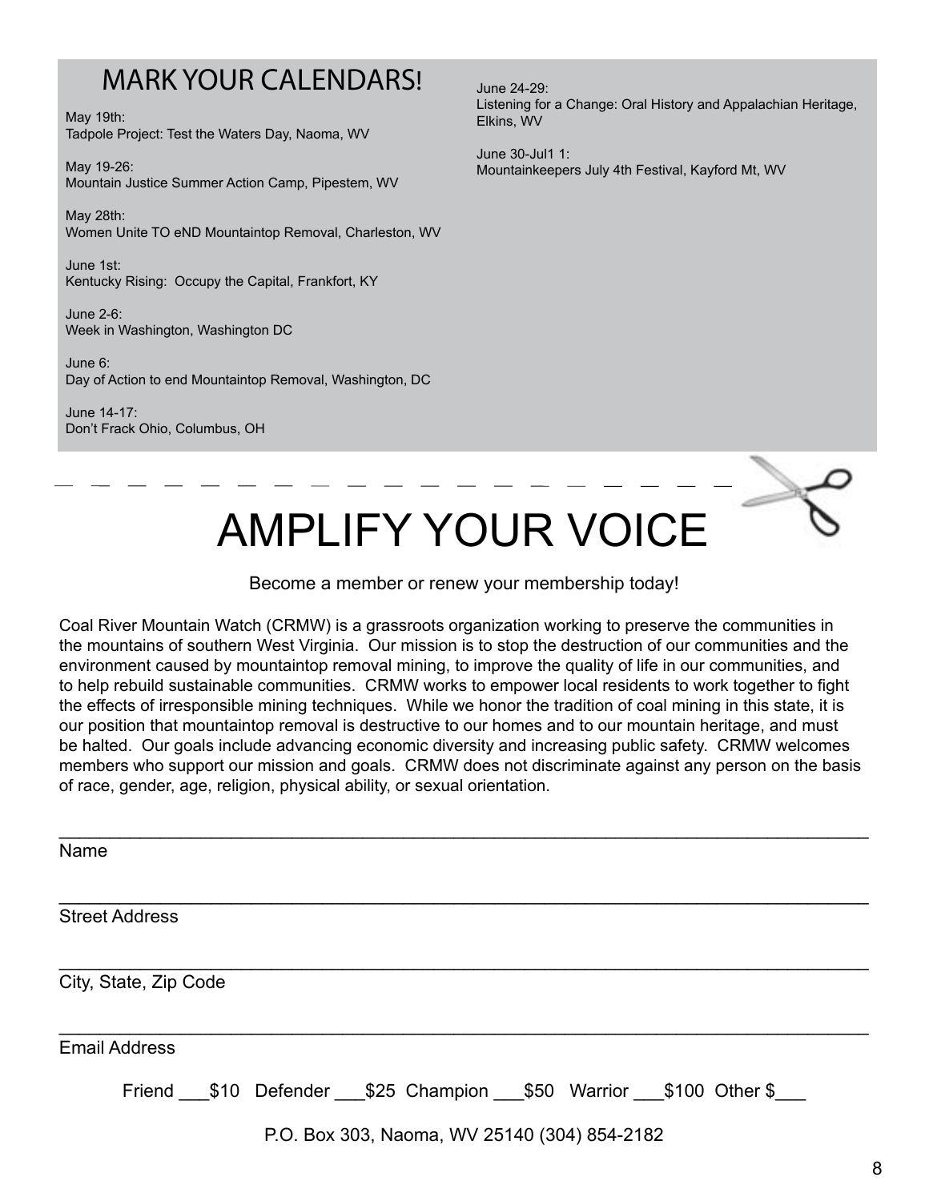## MARK YOUR CALENDARS!

May 19th:
Tadpole Project: Test the Waters Day, Naoma, WV

May 19-26:
Mountain Justice Summer Action Camp, Pipestem, WV

May 28th:
Women Unite TO eND Mountaintop Removal, Charleston, WV

June 1st:
Kentucky Rising: Occupy the Capital, Frankfort, KY

June 2-6:
Week in Washington, Washington DC

June 6:
Day of Action to end Mountaintop Removal, Washington, DC

June 14-17:
Don't Frack Ohio, Columbus, OH

June 24-29:
Listening for a Change: Oral History and Appalachian Heritage, Elkins, WV

June 30-Jul1 1:
Mountainkeepers July 4th Festival, Kayford Mt, WV

# AMPLIFY YOUR VOICE

Become a member or renew your membership today!

Coal River Mountain Watch (CRMW) is a grassroots organization working to preserve the communities in the mountains of southern West Virginia. Our mission is to stop the destruction of our communities and the environment caused by mountaintop removal mining, to improve the quality of life in our communities, and to help rebuild sustainable communities. CRMW works to empower local residents to work together to fight the effects of irresponsible mining techniques. While we honor the tradition of coal mining in this state, it is our position that mountaintop removal is destructive to our homes and to our mountain heritage, and must be halted. Our goals include advancing economic diversity and increasing public safety. CRMW welcomes members who support our mission and goals. CRMW does not discriminate against any person on the basis of race, gender, age, religion, physical ability, or sexual orientation.

______________________________________________
Name

______________________________________________
Street Address

______________________________________________
City, State, Zip Code

______________________________________________
Email Address

Friend ___$10 Defender ___$25 Champion ___$50 Warrior ___$100 Other $___

P.O. Box 303, Naoma, WV 25140 (304) 854-2182